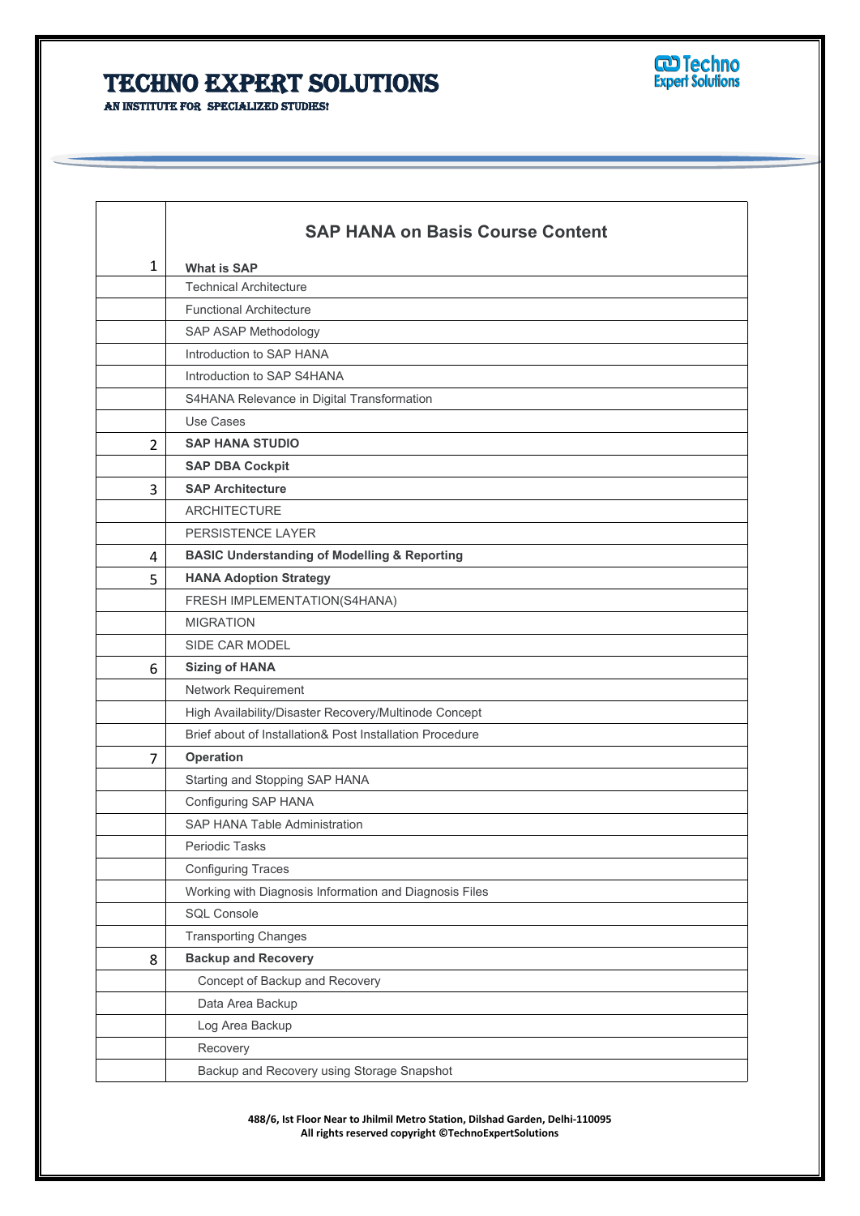# TECHNO EXPERT SOLUTIONS

AN INSTITUTE FOR SPECIALIZED STUDIES!

| | SAP HANA on Basis Course Content |
|---|---|
| 1 | **What is SAP** |
| | Technical Architecture |
| | Functional Architecture |
| | SAP ASAP Methodology |
| | Introduction to SAP HANA |
| | Introduction to SAP S4HANA |
| | S4HANA Relevance in Digital Transformation |
| | Use Cases |
| 2 | **SAP HANA STUDIO** |
| | **SAP DBA Cockpit** |
| 3 | **SAP Architecture** |
| | ARCHITECTURE |
| | PERSISTENCE LAYER |
| 4 | **BASIC Understanding of Modelling & Reporting** |
| 5 | **HANA Adoption Strategy** |
| | FRESH IMPLEMENTATION(S4HANA) |
| | MIGRATION |
| | SIDE CAR MODEL |
| 6 | **Sizing of HANA** |
| | Network Requirement |
| | High Availability/Disaster Recovery/Multinode Concept |
| | Brief about of Installation& Post Installation Procedure |
| 7 | **Operation** |
| | Starting and Stopping SAP HANA |
| | Configuring SAP HANA |
| | SAP HANA Table Administration |
| | Periodic Tasks |
| | Configuring Traces |
| | Working with Diagnosis Information and Diagnosis Files |
| | SQL Console |
| | Transporting Changes |
| 8 | **Backup and Recovery** |
| | Concept of Backup and Recovery |
| | Data Area Backup |
| | Log Area Backup |
| | Recovery |
| | Backup and Recovery using Storage Snapshot |

488/6, Ist Floor Near to Jhilmil Metro Station, Dilshad Garden, Delhi-110095
All rights reserved copyright ©TechnoExpertSolutions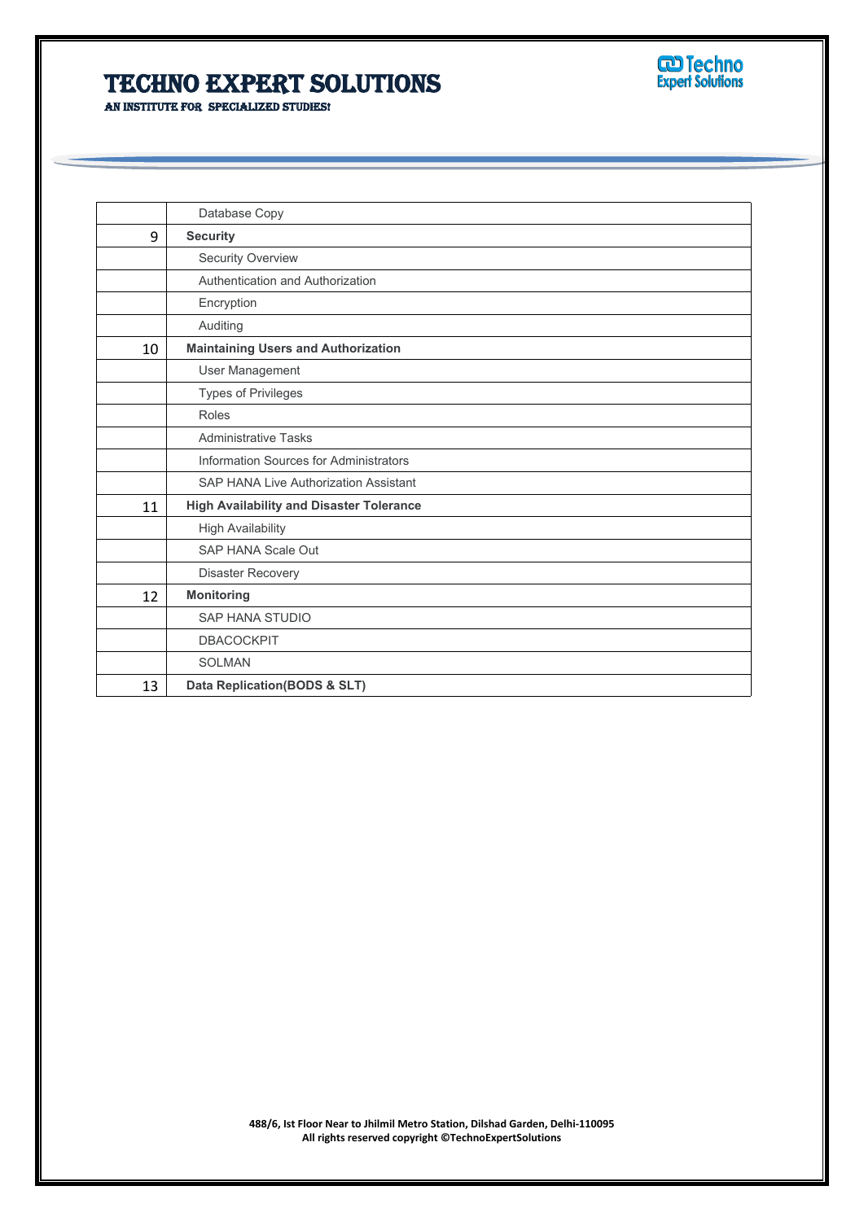| | |
|---|---|
| | Database Copy |
| 9 | **Security** |
| | Security Overview |
| | Authentication and Authorization |
| | Encryption |
| | Auditing |
| 10 | **Maintaining Users and Authorization** |
| | User Management |
| | Types of Privileges |
| | Roles |
| | Administrative Tasks |
| | Information Sources for Administrators |
| | SAP HANA Live Authorization Assistant |
| 11 | **High Availability and Disaster Tolerance** |
| | High Availability |
| | SAP HANA Scale Out |
| | Disaster Recovery |
| 12 | **Monitoring** |
| | SAP HANA STUDIO |
| | DBACOCKPIT |
| | SOLMAN |
| 13 | **Data Replication(BODS & SLT)** |